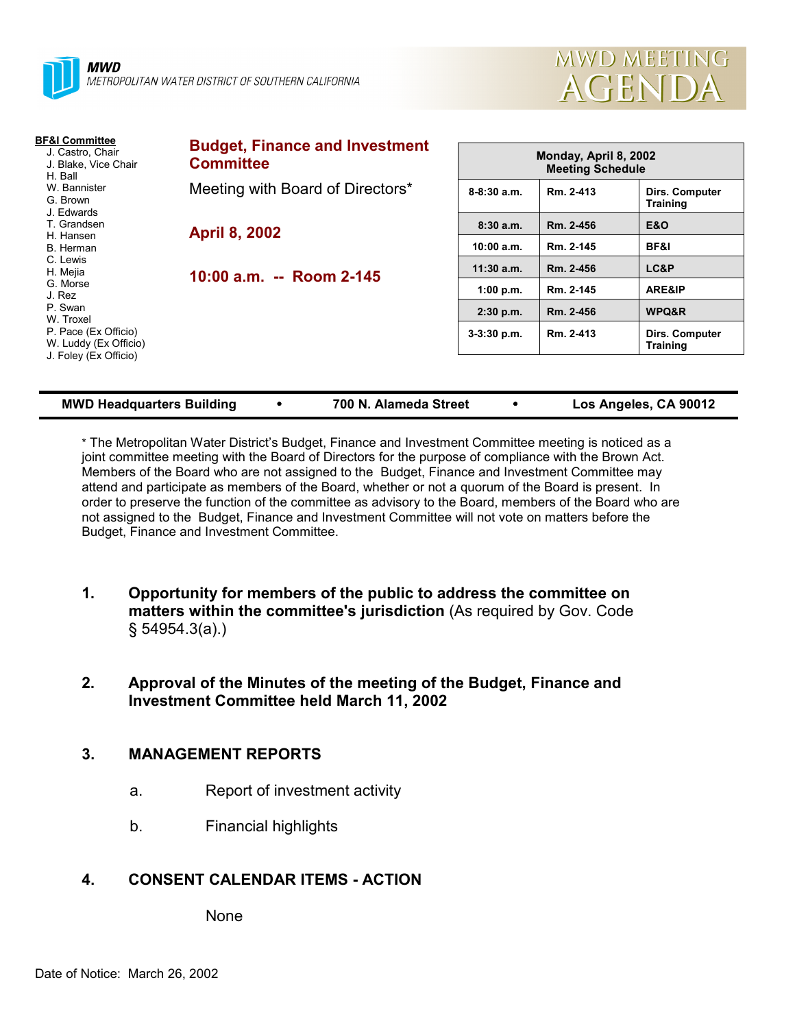**MWD**
METROPOLITAN WATER DISTRICT OF SOUTHERN CALIFORNIA

# MWD MEETING AGENDA

**BF&I Committee**
J. Castro, Chair
J. Blake, Vice Chair
H. Ball
W. Bannister
G. Brown
J. Edwards
T. Grandsen
H. Hansen
B. Herman
C. Lewis
H. Mejia
G. Morse
J. Rez
P. Swan
W. Troxel
P. Pace (Ex Officio)
W. Luddy (Ex Officio)
J. Foley (Ex Officio)

## Budget, Finance and Investment Committee

Meeting with Board of Directors*

**April 8, 2002**

**10:00 a.m. -- Room 2-145**

| Monday, April 8, 2002 Meeting Schedule | | |
|---|---|---|
| 8-8:30 a.m. | Rm. 2-413 | Dirs. Computer Training |
| 8:30 a.m. | Rm. 2-456 | E&O |
| 10:00 a.m. | Rm. 2-145 | BF&I |
| 11:30 a.m. | Rm. 2-456 | LC&P |
| 1:00 p.m. | Rm. 2-145 | ARE&IP |
| 2:30 p.m. | Rm. 2-456 | WPQ&R |
| 3-3:30 p.m. | Rm. 2-413 | Dirs. Computer Training |

**MWD Headquarters Building • 700 N. Alameda Street • Los Angeles, CA 90012**

* The Metropolitan Water District's Budget, Finance and Investment Committee meeting is noticed as a joint committee meeting with the Board of Directors for the purpose of compliance with the Brown Act. Members of the Board who are not assigned to the Budget, Finance and Investment Committee may attend and participate as members of the Board, whether or not a quorum of the Board is present. In order to preserve the function of the committee as advisory to the Board, members of the Board who are not assigned to the Budget, Finance and Investment Committee will not vote on matters before the Budget, Finance and Investment Committee.

1. **Opportunity for members of the public to address the committee on matters within the committee's jurisdiction** (As required by Gov. Code § 54954.3(a).)

2. **Approval of the Minutes of the meeting of the Budget, Finance and Investment Committee held March 11, 2002**

3. **MANAGEMENT REPORTS**

   a. Report of investment activity

   b. Financial highlights

4. **CONSENT CALENDAR ITEMS - ACTION**

   None

Date of Notice: March 26, 2002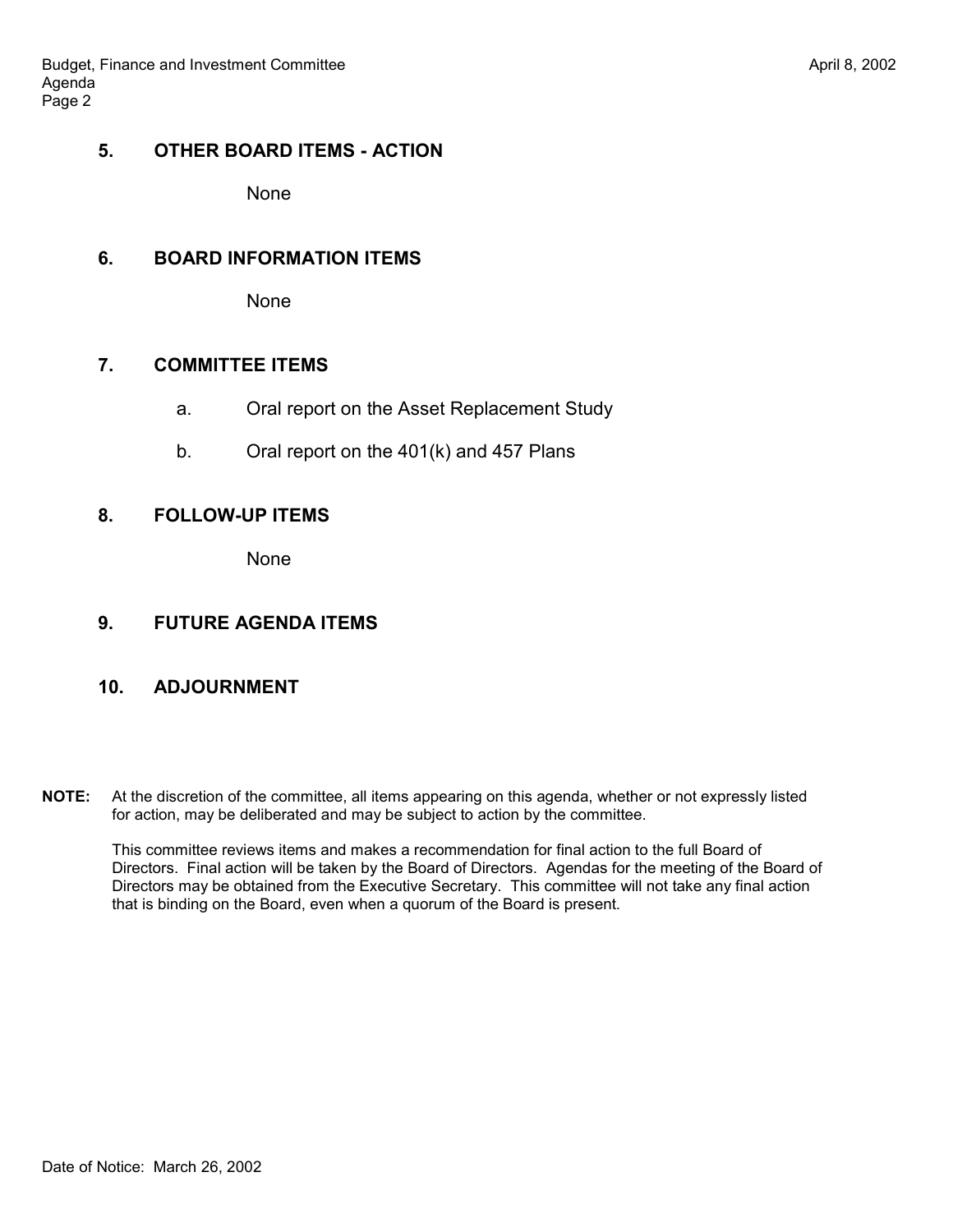## 5. OTHER BOARD ITEMS - ACTION

None

## 6. BOARD INFORMATION ITEMS

None

## 7. COMMITTEE ITEMS

a. Oral report on the Asset Replacement Study

b. Oral report on the 401(k) and 457 Plans

## 8. FOLLOW-UP ITEMS

None

## 9. FUTURE AGENDA ITEMS

## 10. ADJOURNMENT

**NOTE:** At the discretion of the committee, all items appearing on this agenda, whether or not expressly listed for action, may be deliberated and may be subject to action by the committee.

This committee reviews items and makes a recommendation for final action to the full Board of Directors. Final action will be taken by the Board of Directors. Agendas for the meeting of the Board of Directors may be obtained from the Executive Secretary. This committee will not take any final action that is binding on the Board, even when a quorum of the Board is present.

Date of Notice: March 26, 2002